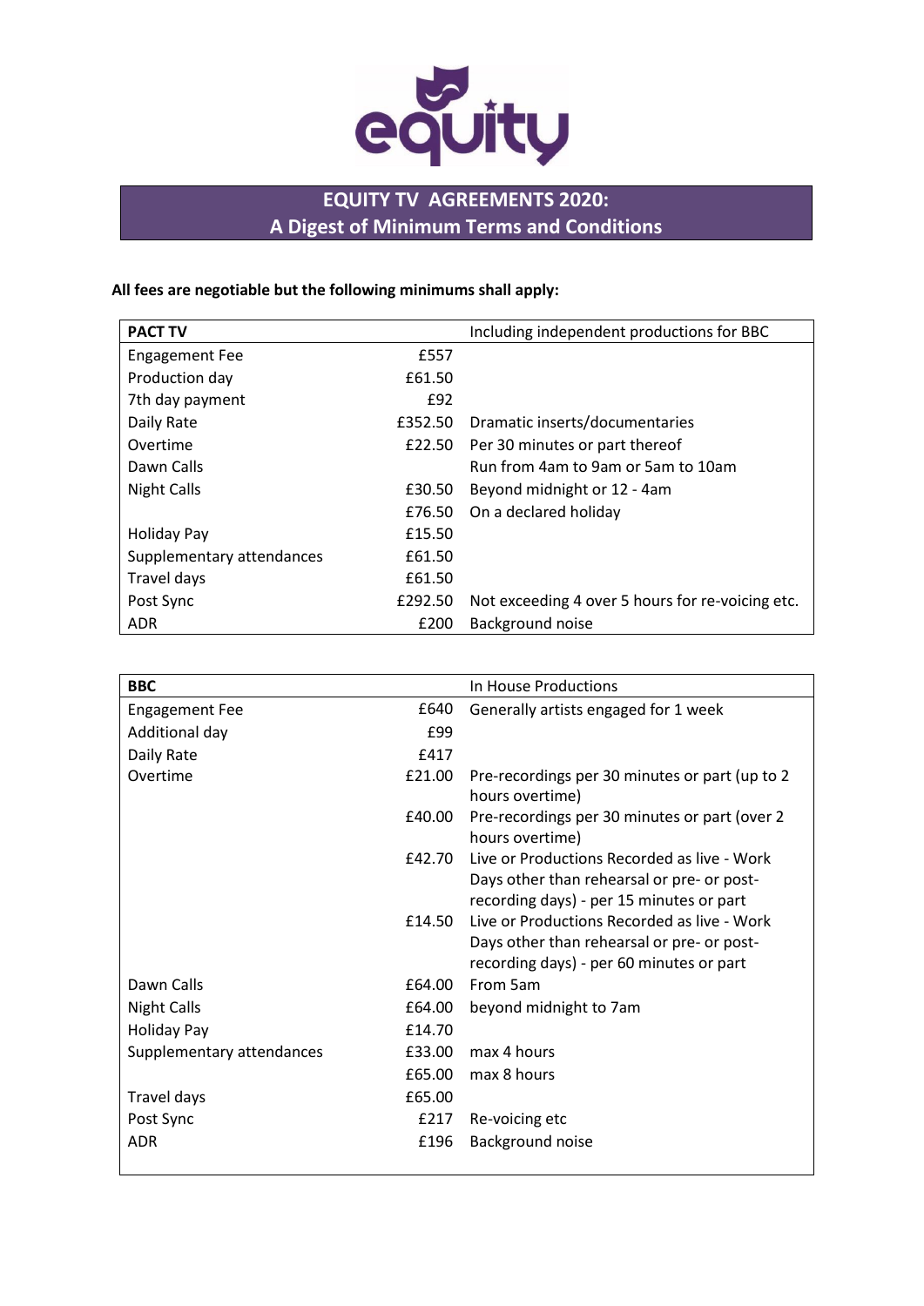# EQUITY TV AGREEMENTS 2020:
# A Digest of Minimum Terms and Conditions

**All fees are negotiable but the following minimums shall apply:**

| PACT TV | | Including independent productions for BBC |
|---|---|---|
| Engagement Fee | £557 | |
| Production day | £61.50 | |
| 7th day payment | £92 | |
| Daily Rate | £352.50 | Dramatic inserts/documentaries |
| Overtime | £22.50 | Per 30 minutes or part thereof |
| Dawn Calls | | Run from 4am to 9am or 5am to 10am |
| Night Calls | £30.50 | Beyond midnight or 12 - 4am |
| | £76.50 | On a declared holiday |
| Holiday Pay | £15.50 | |
| Supplementary attendances | £61.50 | |
| Travel days | £61.50 | |
| Post Sync | £292.50 | Not exceeding 4 over 5 hours for re-voicing etc. |
| ADR | £200 | Background noise |

| BBC | | In House Productions |
|---|---|---|
| Engagement Fee | £640 | Generally artists engaged for 1 week |
| Additional day | £99 | |
| Daily Rate | £417 | |
| Overtime | £21.00 | Pre-recordings per 30 minutes or part (up to 2 hours overtime) |
| | £40.00 | Pre-recordings per 30 minutes or part (over 2 hours overtime) |
| | £42.70 | Live or Productions Recorded as live - Work Days other than rehearsal or pre- or post-recording days) - per 15 minutes or part |
| | £14.50 | Live or Productions Recorded as live - Work Days other than rehearsal or pre- or post-recording days) - per 60 minutes or part |
| Dawn Calls | £64.00 | From 5am |
| Night Calls | £64.00 | beyond midnight to 7am |
| Holiday Pay | £14.70 | |
| Supplementary attendances | £33.00 | max 4 hours |
| | £65.00 | max 8 hours |
| Travel days | £65.00 | |
| Post Sync | £217 | Re-voicing etc |
| ADR | £196 | Background noise |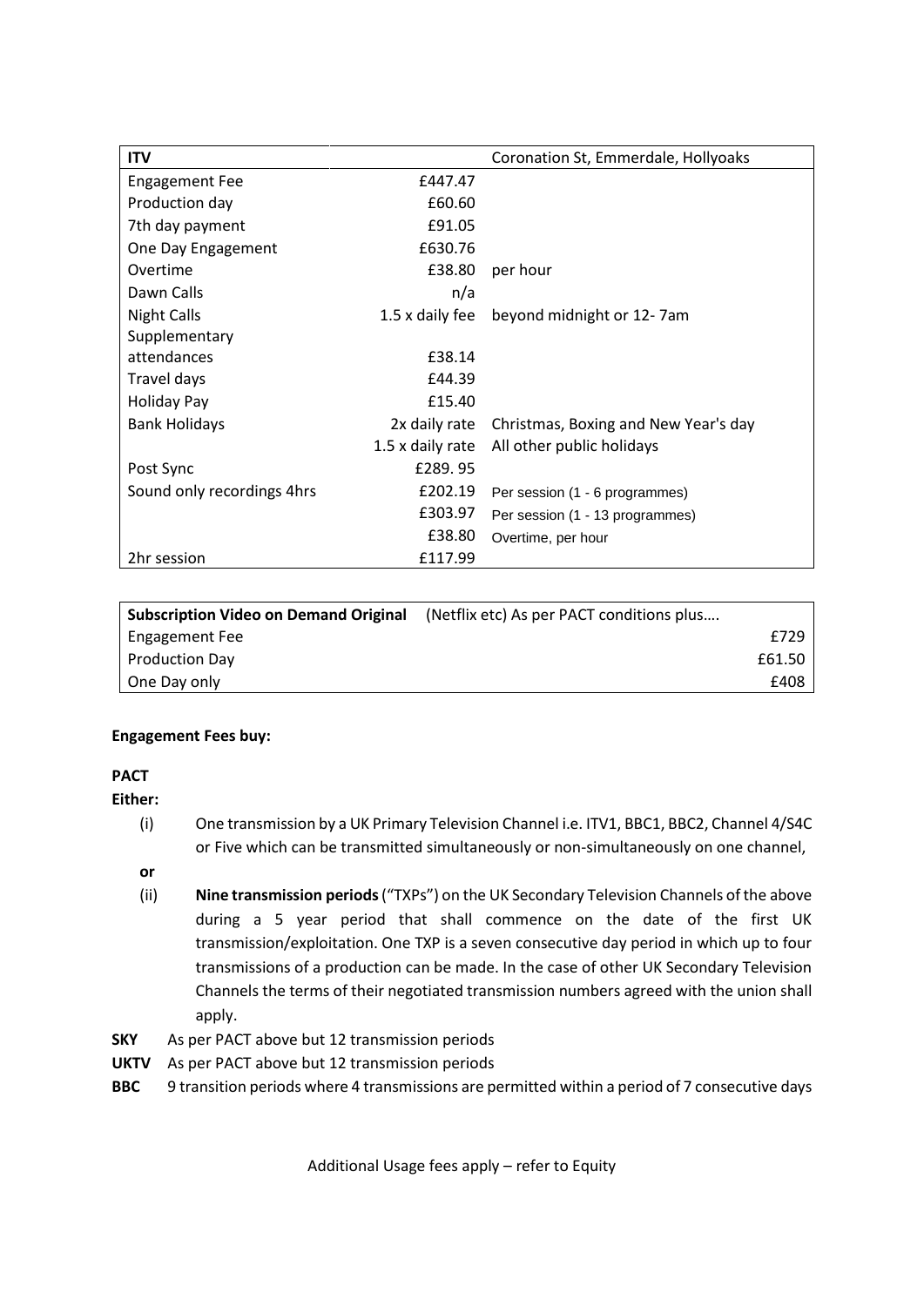| ITV | | Coronation St, Emmerdale, Hollyoaks |
|---|---|---|
| Engagement Fee | £447.47 | |
| Production day | £60.60 | |
| 7th day payment | £91.05 | |
| One Day Engagement | £630.76 | |
| Overtime | £38.80 | per hour |
| Dawn Calls | n/a | |
| Night Calls | 1.5 x daily fee | beyond midnight or 12- 7am |
| Supplementary attendances | £38.14 | |
| Travel days | £44.39 | |
| Holiday Pay | £15.40 | |
| Bank Holidays | 2x daily rate | Christmas, Boxing and New Year's day |
| | 1.5 x daily rate | All other public holidays |
| Post Sync | £289. 95 | |
| Sound only recordings 4hrs | £202.19 | Per session (1 - 6 programmes) |
| | £303.97 | Per session (1 - 13 programmes) |
| | £38.80 | Overtime, per hour |
| 2hr session | £117.99 | |

| Subscription Video on Demand Original | (Netflix etc) As per PACT conditions plus…. |
|---|---|
| Engagement Fee | £729 |
| Production Day | £61.50 |
| One Day only | £408 |

**Engagement Fees buy:**

**PACT**

**Either:**

(i) One transmission by a UK Primary Television Channel i.e. ITV1, BBC1, BBC2, Channel 4/S4C or Five which can be transmitted simultaneously or non-simultaneously on one channel,

**or**

(ii) **Nine transmission periods** ("TXPs") on the UK Secondary Television Channels of the above during a 5 year period that shall commence on the date of the first UK transmission/exploitation. One TXP is a seven consecutive day period in which up to four transmissions of a production can be made. In the case of other UK Secondary Television Channels the terms of their negotiated transmission numbers agreed with the union shall apply.

**SKY** As per PACT above but 12 transmission periods

**UKTV** As per PACT above but 12 transmission periods

**BBC** 9 transition periods where 4 transmissions are permitted within a period of 7 consecutive days

Additional Usage fees apply – refer to Equity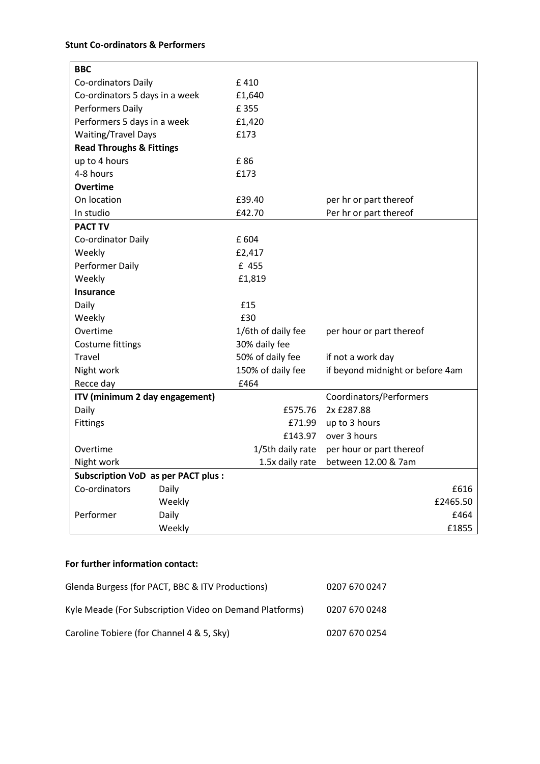**Stunt Co-ordinators & Performers**

| | | |
|---|---|---|
| **BBC** | | |
| Co-ordinators Daily | £ 410 | |
| Co-ordinators 5 days in a week | £1,640 | |
| Performers Daily | £ 355 | |
| Performers 5 days in a week | £1,420 | |
| Waiting/Travel Days | £173 | |
| **Read Throughs & Fittings** | | |
| up to 4 hours | £ 86 | |
| 4-8 hours | £173 | |
| **Overtime** | | |
| On location | £39.40 | per hr or part thereof |
| In studio | £42.70 | Per hr or part thereof |
| **PACT TV** | | |
| Co-ordinator Daily | £ 604 | |
| Weekly | £2,417 | |
| Performer Daily | £ 455 | |
| Weekly | £1,819 | |
| **Insurance** | | |
| Daily | £15 | |
| Weekly | £30 | |
| Overtime | 1/6th of daily fee | per hour or part thereof |
| Costume fittings | 30% daily fee | |
| Travel | 50% of daily fee | if not a work day |
| Night work | 150% of daily fee | if beyond midnight or before 4am |
| Recce day | £464 | |
| **ITV (minimum 2 day engagement)** | | Coordinators/Performers |
| Daily | £575.76 | 2x £287.88 |
| Fittings | £71.99 | up to 3 hours |
| | £143.97 | over 3 hours |
| Overtime | 1/5th daily rate | per hour or part thereof |
| Night work | 1.5x daily rate | between 12.00 & 7am |
| **Subscription VoD as per PACT plus :** | | |
| Co-ordinators Daily | | £616 |
| Weekly | | £2465.50 |
| Performer Daily | | £464 |
| Weekly | | £1855 |

**For further information contact:**

| | |
|---|---|
| Glenda Burgess (for PACT, BBC & ITV Productions) | 0207 670 0247 |
| Kyle Meade (For Subscription Video on Demand Platforms) | 0207 670 0248 |
| Caroline Tobiere (for Channel 4 & 5, Sky) | 0207 670 0254 |